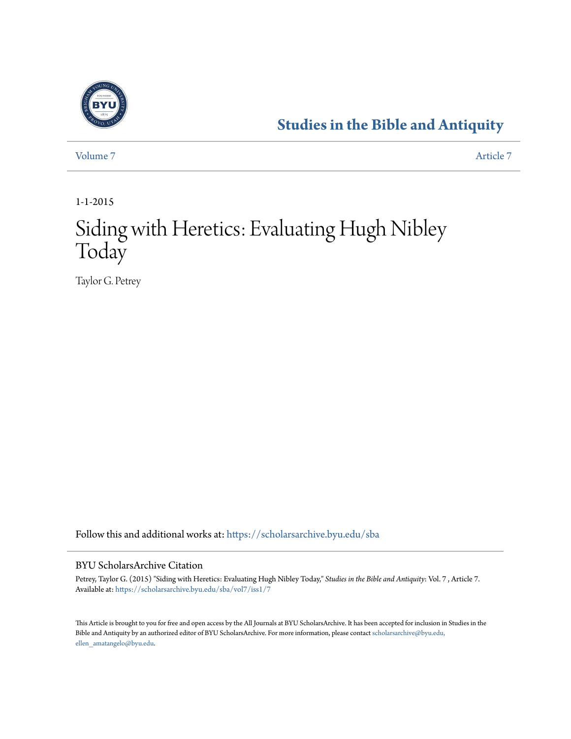# Studies in the Bible and Antiquity

Volume 7 | Article 7

1-1-2015

# Siding with Heretics: Evaluating Hugh Nibley Today

Taylor G. Petrey

Follow this and additional works at: https://scholarsarchive.byu.edu/sba

## BYU ScholarsArchive Citation

Petrey, Taylor G. (2015) "Siding with Heretics: Evaluating Hugh Nibley Today," *Studies in the Bible and Antiquity*: Vol. 7 , Article 7.
Available at: https://scholarsarchive.byu.edu/sba/vol7/iss1/7

This Article is brought to you for free and open access by the All Journals at BYU ScholarsArchive. It has been accepted for inclusion in Studies in the Bible and Antiquity by an authorized editor of BYU ScholarsArchive. For more information, please contact scholarsarchive@byu.edu, ellen_amatangelo@byu.edu.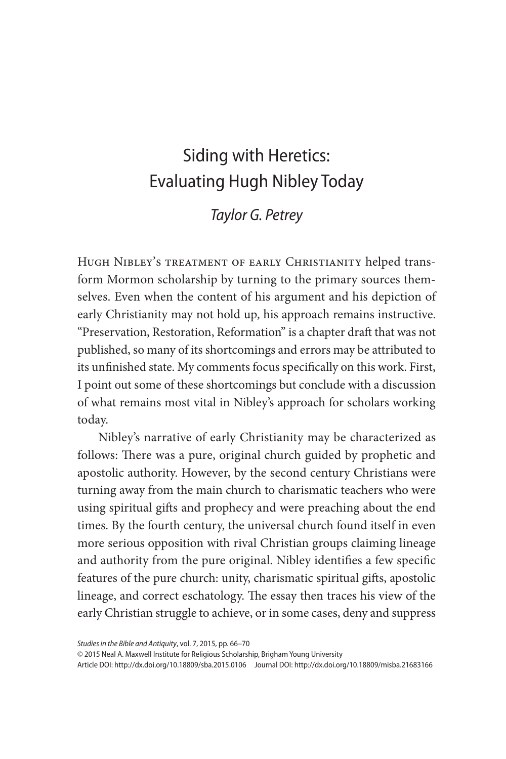# Siding with Heretics: Evaluating Hugh Nibley Today

*Taylor G. Petrey*

Hugh Nibley's treatment of early Christianity helped transform Mormon scholarship by turning to the primary sources themselves. Even when the content of his argument and his depiction of early Christianity may not hold up, his approach remains instructive. "Preservation, Restoration, Reformation" is a chapter draft that was not published, so many of its shortcomings and errors may be attributed to its unfinished state. My comments focus specifically on this work. First, I point out some of these shortcomings but conclude with a discussion of what remains most vital in Nibley's approach for scholars working today.

Nibley's narrative of early Christianity may be characterized as follows: There was a pure, original church guided by prophetic and apostolic authority. However, by the second century Christians were turning away from the main church to charismatic teachers who were using spiritual gifts and prophecy and were preaching about the end times. By the fourth century, the universal church found itself in even more serious opposition with rival Christian groups claiming lineage and authority from the pure original. Nibley identifies a few specific features of the pure church: unity, charismatic spiritual gifts, apostolic lineage, and correct eschatology. The essay then traces his view of the early Christian struggle to achieve, or in some cases, deny and suppress

*Studies in the Bible and Antiquity*, vol. 7, 2015, pp. 66–70
© 2015 Neal A. Maxwell Institute for Religious Scholarship, Brigham Young University
Article DOI: http://dx.doi.org/10.18809/sba.2015.0106 Journal DOI: http://dx.doi.org/10.18809/misba.21683166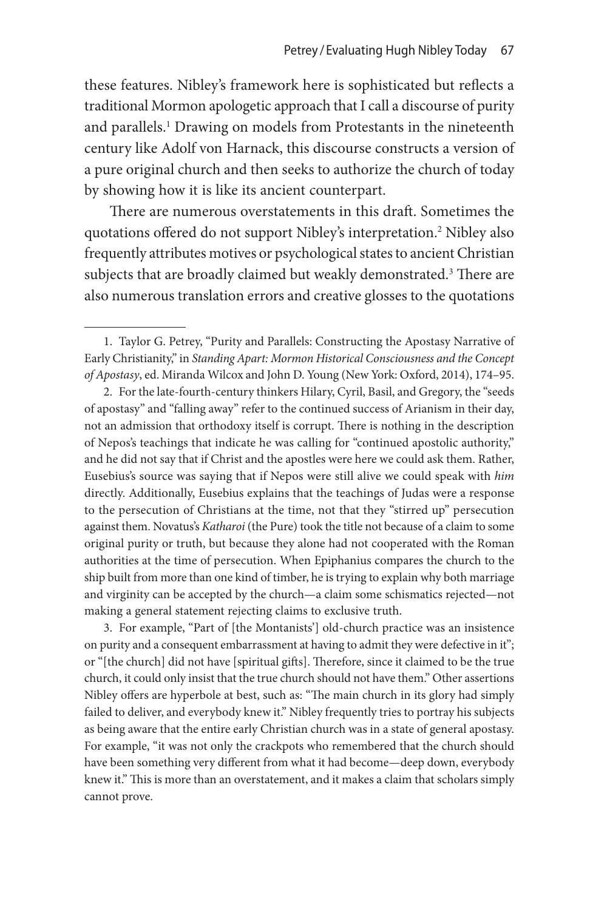these features. Nibley's framework here is sophisticated but reflects a traditional Mormon apologetic approach that I call a discourse of purity and parallels.[1] Drawing on models from Protestants in the nineteenth century like Adolf von Harnack, this discourse constructs a version of a pure original church and then seeks to authorize the church of today by showing how it is like its ancient counterpart.

There are numerous overstatements in this draft. Sometimes the quotations offered do not support Nibley's interpretation.[2] Nibley also frequently attributes motives or psychological states to ancient Christian subjects that are broadly claimed but weakly demonstrated.[3] There are also numerous translation errors and creative glosses to the quotations

---

1. Taylor G. Petrey, "Purity and Parallels: Constructing the Apostasy Narrative of Early Christianity," in *Standing Apart: Mormon Historical Consciousness and the Concept of Apostasy*, ed. Miranda Wilcox and John D. Young (New York: Oxford, 2014), 174–95.

2. For the late-fourth-century thinkers Hilary, Cyril, Basil, and Gregory, the "seeds of apostasy" and "falling away" refer to the continued success of Arianism in their day, not an admission that orthodoxy itself is corrupt. There is nothing in the description of Nepos's teachings that indicate he was calling for "continued apostolic authority," and he did not say that if Christ and the apostles were here we could ask them. Rather, Eusebius's source was saying that if Nepos were still alive we could speak with *him* directly. Additionally, Eusebius explains that the teachings of Judas were a response to the persecution of Christians at the time, not that they "stirred up" persecution against them. Novatus's *Katharoi* (the Pure) took the title not because of a claim to some original purity or truth, but because they alone had not cooperated with the Roman authorities at the time of persecution. When Epiphanius compares the church to the ship built from more than one kind of timber, he is trying to explain why both marriage and virginity can be accepted by the church—a claim some schismatics rejected—not making a general statement rejecting claims to exclusive truth.

3. For example, "Part of [the Montanists'] old-church practice was an insistence on purity and a consequent embarrassment at having to admit they were defective in it"; or "[the church] did not have [spiritual gifts]. Therefore, since it claimed to be the true church, it could only insist that the true church should not have them." Other assertions Nibley offers are hyperbole at best, such as: "The main church in its glory had simply failed to deliver, and everybody knew it." Nibley frequently tries to portray his subjects as being aware that the entire early Christian church was in a state of general apostasy. For example, "it was not only the crackpots who remembered that the church should have been something very different from what it had become—deep down, everybody knew it." This is more than an overstatement, and it makes a claim that scholars simply cannot prove.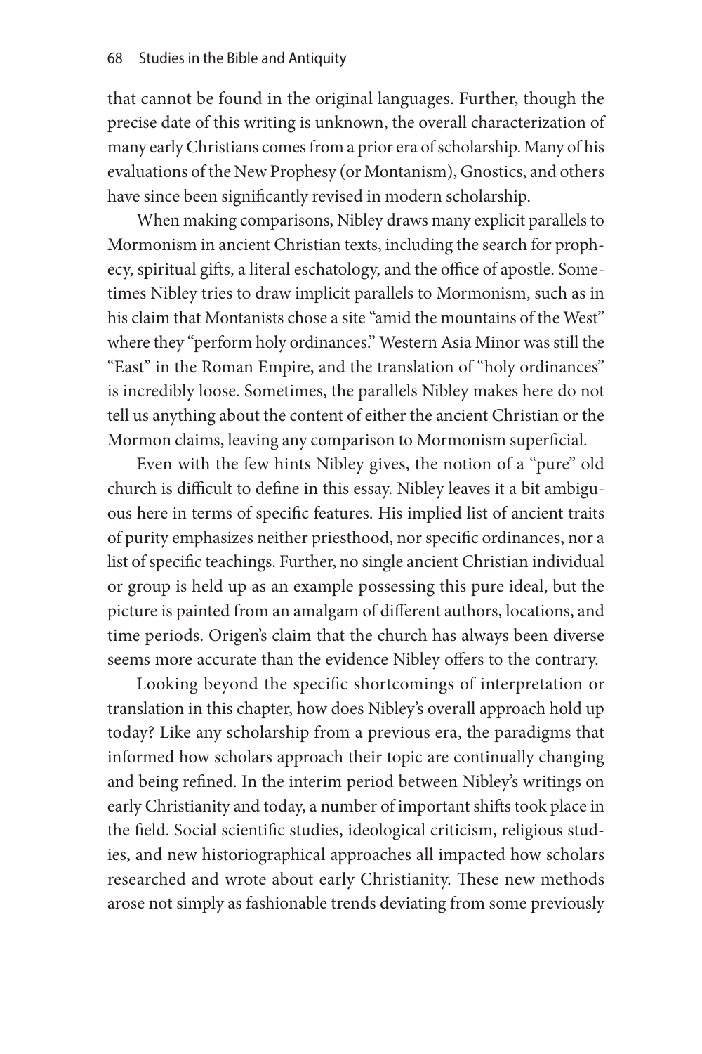that cannot be found in the original languages. Further, though the precise date of this writing is unknown, the overall characterization of many early Christians comes from a prior era of scholarship. Many of his evaluations of the New Prophesy (or Montanism), Gnostics, and others have since been significantly revised in modern scholarship.

When making comparisons, Nibley draws many explicit parallels to Mormonism in ancient Christian texts, including the search for prophecy, spiritual gifts, a literal eschatology, and the office of apostle. Sometimes Nibley tries to draw implicit parallels to Mormonism, such as in his claim that Montanists chose a site "amid the mountains of the West" where they "perform holy ordinances." Western Asia Minor was still the "East" in the Roman Empire, and the translation of "holy ordinances" is incredibly loose. Sometimes, the parallels Nibley makes here do not tell us anything about the content of either the ancient Christian or the Mormon claims, leaving any comparison to Mormonism superficial.

Even with the few hints Nibley gives, the notion of a "pure" old church is difficult to define in this essay. Nibley leaves it a bit ambiguous here in terms of specific features. His implied list of ancient traits of purity emphasizes neither priesthood, nor specific ordinances, nor a list of specific teachings. Further, no single ancient Christian individual or group is held up as an example possessing this pure ideal, but the picture is painted from an amalgam of different authors, locations, and time periods. Origen's claim that the church has always been diverse seems more accurate than the evidence Nibley offers to the contrary.

Looking beyond the specific shortcomings of interpretation or translation in this chapter, how does Nibley's overall approach hold up today? Like any scholarship from a previous era, the paradigms that informed how scholars approach their topic are continually changing and being refined. In the interim period between Nibley's writings on early Christianity and today, a number of important shifts took place in the field. Social scientific studies, ideological criticism, religious studies, and new historiographical approaches all impacted how scholars researched and wrote about early Christianity. These new methods arose not simply as fashionable trends deviating from some previously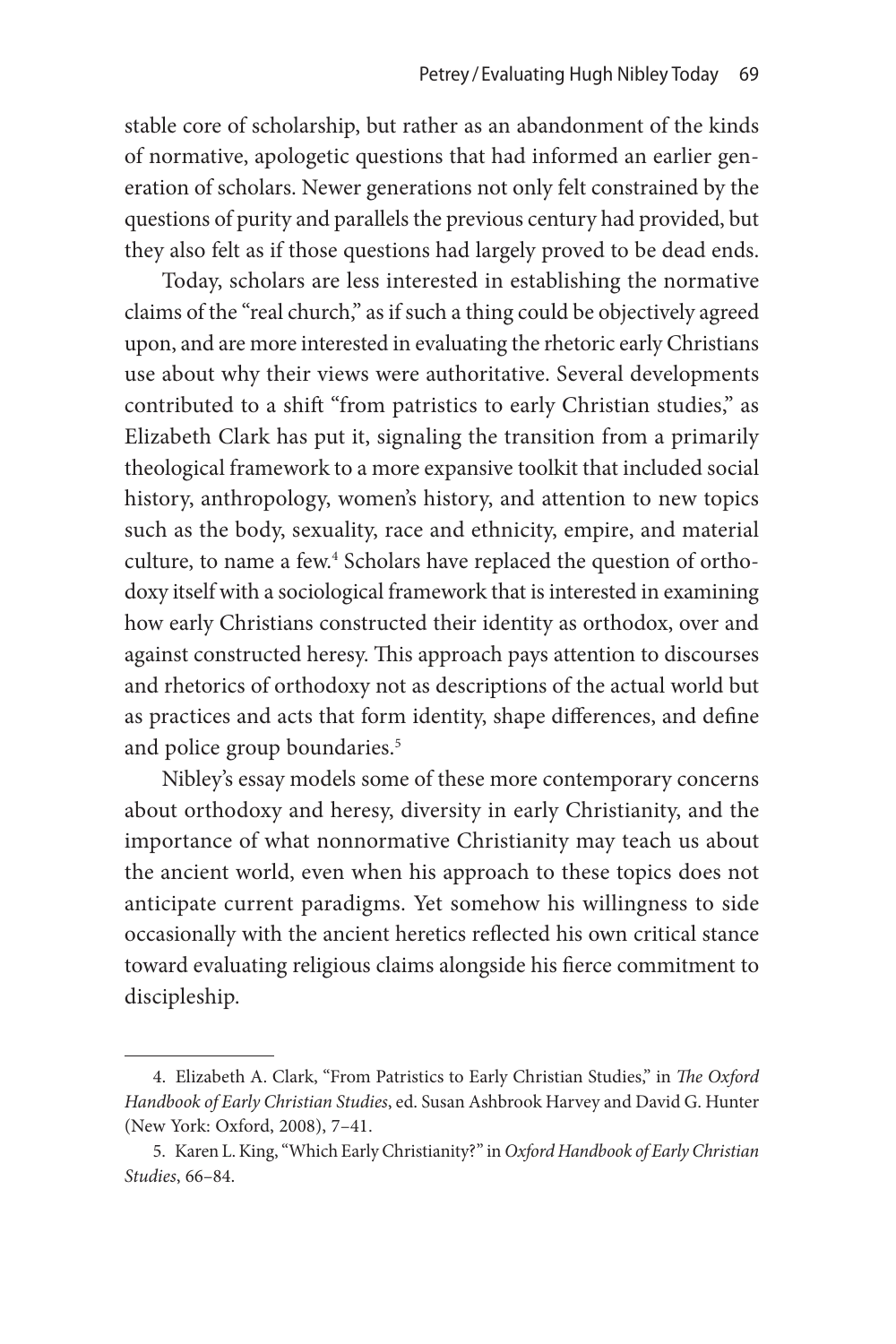stable core of scholarship, but rather as an abandonment of the kinds of normative, apologetic questions that had informed an earlier generation of scholars. Newer generations not only felt constrained by the questions of purity and parallels the previous century had provided, but they also felt as if those questions had largely proved to be dead ends.

Today, scholars are less interested in establishing the normative claims of the "real church," as if such a thing could be objectively agreed upon, and are more interested in evaluating the rhetoric early Christians use about why their views were authoritative. Several developments contributed to a shift "from patristics to early Christian studies," as Elizabeth Clark has put it, signaling the transition from a primarily theological framework to a more expansive toolkit that included social history, anthropology, women's history, and attention to new topics such as the body, sexuality, race and ethnicity, empire, and material culture, to name a few.[4] Scholars have replaced the question of orthodoxy itself with a sociological framework that is interested in examining how early Christians constructed their identity as orthodox, over and against constructed heresy. This approach pays attention to discourses and rhetorics of orthodoxy not as descriptions of the actual world but as practices and acts that form identity, shape differences, and define and police group boundaries.[5]

Nibley's essay models some of these more contemporary concerns about orthodoxy and heresy, diversity in early Christianity, and the importance of what nonnormative Christianity may teach us about the ancient world, even when his approach to these topics does not anticipate current paradigms. Yet somehow his willingness to side occasionally with the ancient heretics reflected his own critical stance toward evaluating religious claims alongside his fierce commitment to discipleship.

---

4. Elizabeth A. Clark, "From Patristics to Early Christian Studies," in *The Oxford Handbook of Early Christian Studies*, ed. Susan Ashbrook Harvey and David G. Hunter (New York: Oxford, 2008), 7–41.

5. Karen L. King, "Which Early Christianity?" in *Oxford Handbook of Early Christian Studies*, 66–84.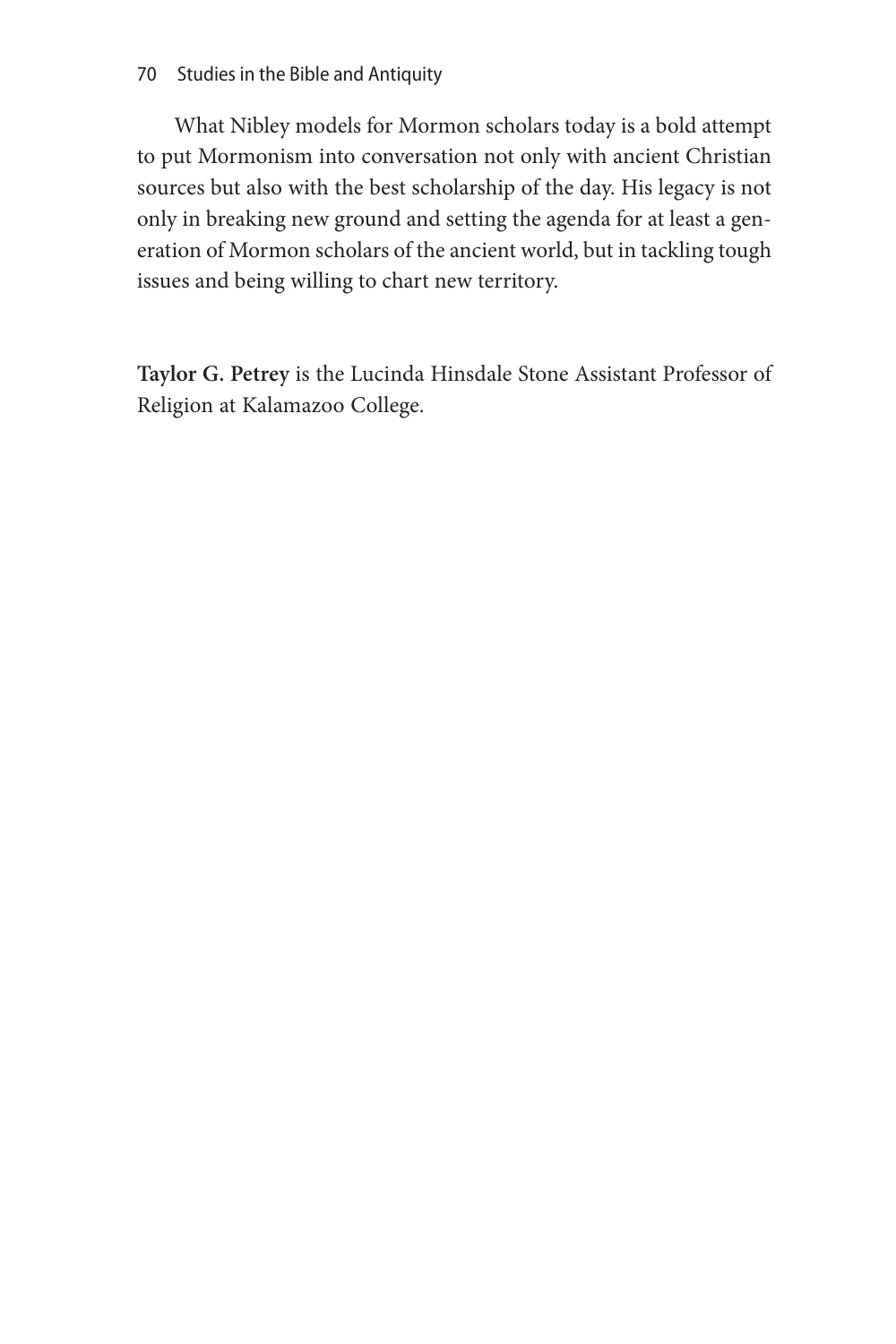What Nibley models for Mormon scholars today is a bold attempt to put Mormonism into conversation not only with ancient Christian sources but also with the best scholarship of the day. His legacy is not only in breaking new ground and setting the agenda for at least a generation of Mormon scholars of the ancient world, but in tackling tough issues and being willing to chart new territory.

**Taylor G. Petrey** is the Lucinda Hinsdale Stone Assistant Professor of Religion at Kalamazoo College.